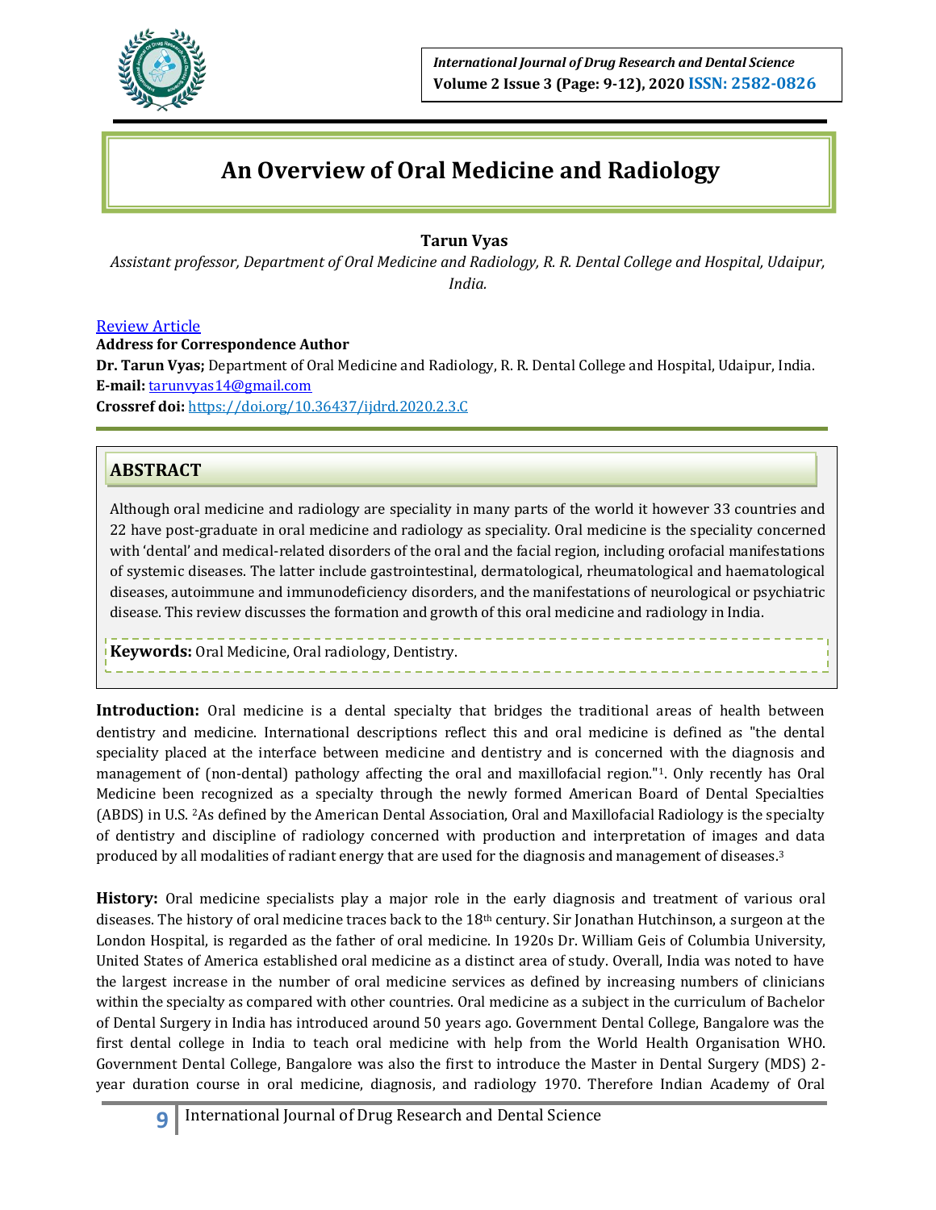# An Overview of Oral Medicine and Radiology

**Tarun Vyas**

*Assistant professor, Department of Oral Medicine and Radiology, R. R. Dental College and Hospital, Udaipur, India.*

Review Article

**Address for Correspondence Author**

**Dr. Tarun Vyas;** Department of Oral Medicine and Radiology, R. R. Dental College and Hospital, Udaipur, India.

**E-mail:** tarunvyas14@gmail.com

**Crossref doi:** https://doi.org/10.36437/ijdrd.2020.2.3.C

## ABSTRACT

Although oral medicine and radiology are speciality in many parts of the world it however 33 countries and 22 have post-graduate in oral medicine and radiology as speciality. Oral medicine is the speciality concerned with 'dental' and medical-related disorders of the oral and the facial region, including orofacial manifestations of systemic diseases. The latter include gastrointestinal, dermatological, rheumatological and haematological diseases, autoimmune and immunodeficiency disorders, and the manifestations of neurological or psychiatric disease. This review discusses the formation and growth of this oral medicine and radiology in India.

**Keywords:** Oral Medicine, Oral radiology, Dentistry.

**Introduction:** Oral medicine is a dental specialty that bridges the traditional areas of health between dentistry and medicine. International descriptions reflect this and oral medicine is defined as "the dental speciality placed at the interface between medicine and dentistry and is concerned with the diagnosis and management of (non-dental) pathology affecting the oral and maxillofacial region."[1]. Only recently has Oral Medicine been recognized as a specialty through the newly formed American Board of Dental Specialties (ABDS) in U.S. [2]As defined by the American Dental Association, Oral and Maxillofacial Radiology is the specialty of dentistry and discipline of radiology concerned with production and interpretation of images and data produced by all modalities of radiant energy that are used for the diagnosis and management of diseases.[3]

**History:** Oral medicine specialists play a major role in the early diagnosis and treatment of various oral diseases. The history of oral medicine traces back to the 18th century. Sir Jonathan Hutchinson, a surgeon at the London Hospital, is regarded as the father of oral medicine. In 1920s Dr. William Geis of Columbia University, United States of America established oral medicine as a distinct area of study. Overall, India was noted to have the largest increase in the number of oral medicine services as defined by increasing numbers of clinicians within the specialty as compared with other countries. Oral medicine as a subject in the curriculum of Bachelor of Dental Surgery in India has introduced around 50 years ago. Government Dental College, Bangalore was the first dental college in India to teach oral medicine with help from the World Health Organisation WHO. Government Dental College, Bangalore was also the first to introduce the Master in Dental Surgery (MDS) 2-year duration course in oral medicine, diagnosis, and radiology 1970. Therefore Indian Academy of Oral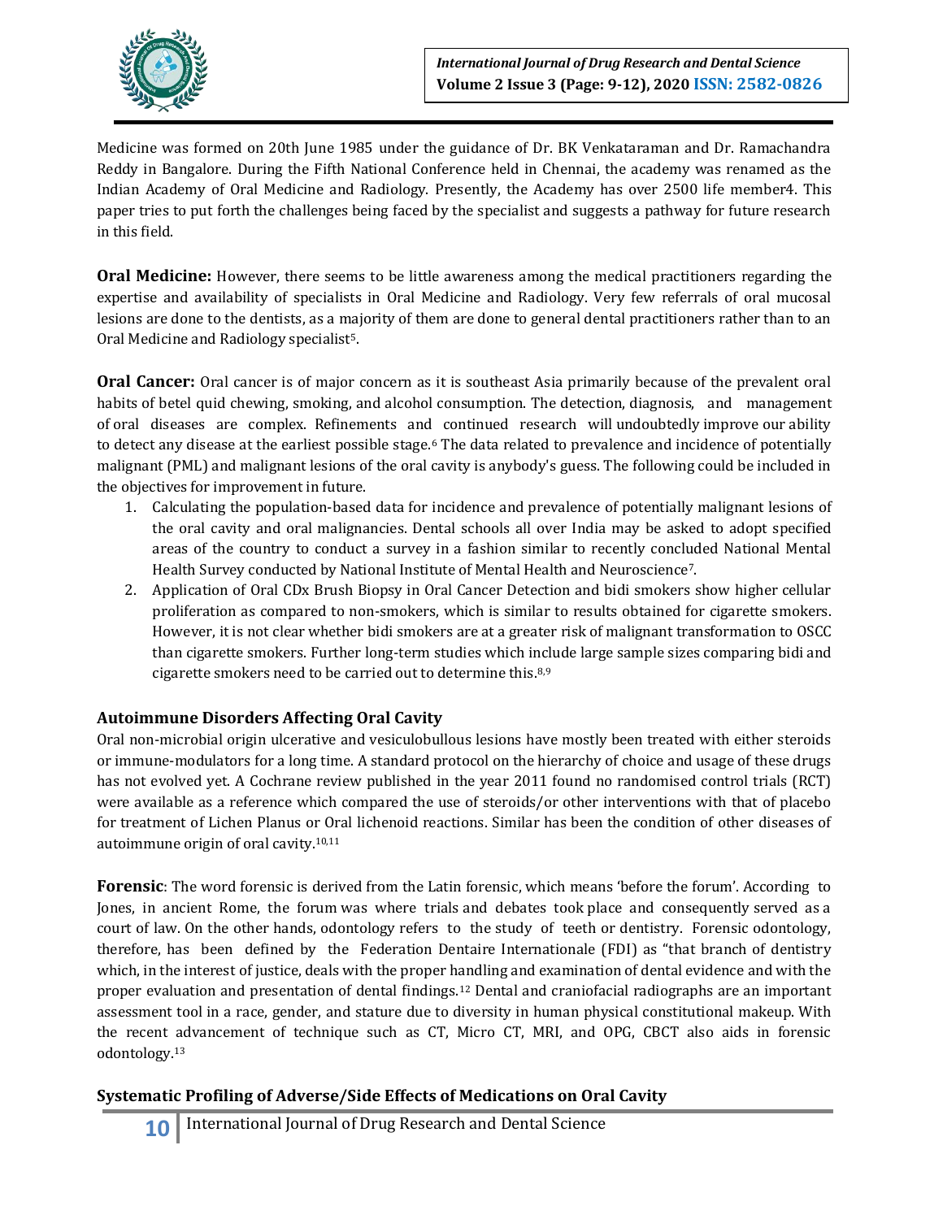Medicine was formed on 20th June 1985 under the guidance of Dr. BK Venkataraman and Dr. Ramachandra Reddy in Bangalore. During the Fifth National Conference held in Chennai, the academy was renamed as the Indian Academy of Oral Medicine and Radiology. Presently, the Academy has over 2500 life member4. This paper tries to put forth the challenges being faced by the specialist and suggests a pathway for future research in this field.

**Oral Medicine:** However, there seems to be little awareness among the medical practitioners regarding the expertise and availability of specialists in Oral Medicine and Radiology. Very few referrals of oral mucosal lesions are done to the dentists, as a majority of them are done to general dental practitioners rather than to an Oral Medicine and Radiology specialist[5].

**Oral Cancer:** Oral cancer is of major concern as it is southeast Asia primarily because of the prevalent oral habits of betel quid chewing, smoking, and alcohol consumption. The detection, diagnosis, and management of oral diseases are complex. Refinements and continued research will undoubtedly improve our ability to detect any disease at the earliest possible stage.[6] The data related to prevalence and incidence of potentially malignant (PML) and malignant lesions of the oral cavity is anybody's guess. The following could be included in the objectives for improvement in future.

1. Calculating the population-based data for incidence and prevalence of potentially malignant lesions of the oral cavity and oral malignancies. Dental schools all over India may be asked to adopt specified areas of the country to conduct a survey in a fashion similar to recently concluded National Mental Health Survey conducted by National Institute of Mental Health and Neuroscience[7].
2. Application of Oral CDx Brush Biopsy in Oral Cancer Detection and bidi smokers show higher cellular proliferation as compared to non-smokers, which is similar to results obtained for cigarette smokers. However, it is not clear whether bidi smokers are at a greater risk of malignant transformation to OSCC than cigarette smokers. Further long-term studies which include large sample sizes comparing bidi and cigarette smokers need to be carried out to determine this.[8,9]

### Autoimmune Disorders Affecting Oral Cavity

Oral non-microbial origin ulcerative and vesiculobullous lesions have mostly been treated with either steroids or immune-modulators for a long time. A standard protocol on the hierarchy of choice and usage of these drugs has not evolved yet. A Cochrane review published in the year 2011 found no randomised control trials (RCT) were available as a reference which compared the use of steroids/or other interventions with that of placebo for treatment of Lichen Planus or Oral lichenoid reactions. Similar has been the condition of other diseases of autoimmune origin of oral cavity.[10,11]

**Forensic**: The word forensic is derived from the Latin forensic, which means 'before the forum'. According to Jones, in ancient Rome, the forum was where trials and debates took place and consequently served as a court of law. On the other hands, odontology refers to the study of teeth or dentistry. Forensic odontology, therefore, has been defined by the Federation Dentaire Internationale (FDI) as "that branch of dentistry which, in the interest of justice, deals with the proper handling and examination of dental evidence and with the proper evaluation and presentation of dental findings.[12] Dental and craniofacial radiographs are an important assessment tool in a race, gender, and stature due to diversity in human physical constitutional makeup. With the recent advancement of technique such as CT, Micro CT, MRI, and OPG, CBCT also aids in forensic odontology.[13]

### Systematic Profiling of Adverse/Side Effects of Medications on Oral Cavity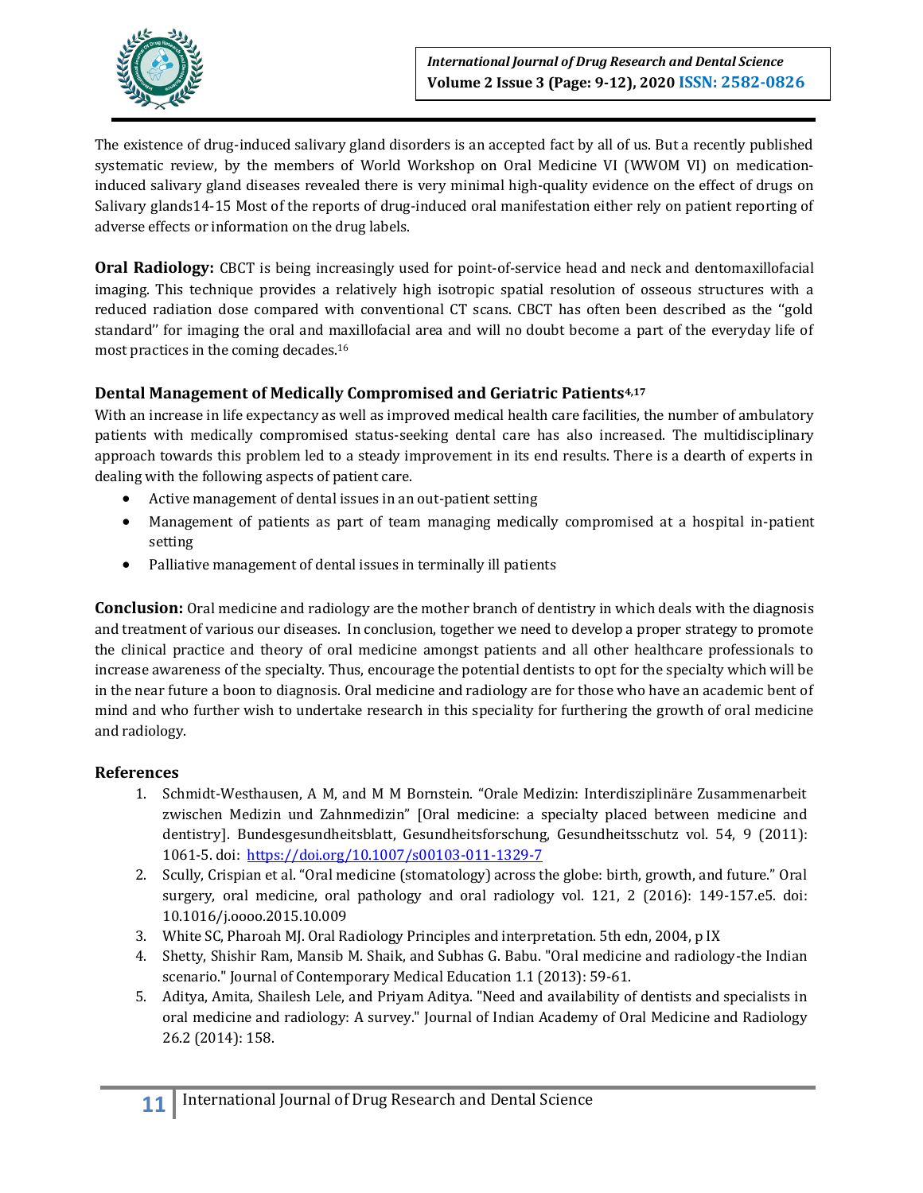The existence of drug-induced salivary gland disorders is an accepted fact by all of us. But a recently published systematic review, by the members of World Workshop on Oral Medicine VI (WWOM VI) on medication-induced salivary gland diseases revealed there is very minimal high-quality evidence on the effect of drugs on Salivary glands14-15 Most of the reports of drug-induced oral manifestation either rely on patient reporting of adverse effects or information on the drug labels.

**Oral Radiology:** CBCT is being increasingly used for point-of-service head and neck and dentomaxillofacial imaging. This technique provides a relatively high isotropic spatial resolution of osseous structures with a reduced radiation dose compared with conventional CT scans. CBCT has often been described as the "gold standard" for imaging the oral and maxillofacial area and will no doubt become a part of the everyday life of most practices in the coming decades.[16]

### Dental Management of Medically Compromised and Geriatric Patients[4,17]

With an increase in life expectancy as well as improved medical health care facilities, the number of ambulatory patients with medically compromised status-seeking dental care has also increased. The multidisciplinary approach towards this problem led to a steady improvement in its end results. There is a dearth of experts in dealing with the following aspects of patient care.

- Active management of dental issues in an out-patient setting
- Management of patients as part of team managing medically compromised at a hospital in-patient setting
- Palliative management of dental issues in terminally ill patients

**Conclusion:** Oral medicine and radiology are the mother branch of dentistry in which deals with the diagnosis and treatment of various our diseases. In conclusion, together we need to develop a proper strategy to promote the clinical practice and theory of oral medicine amongst patients and all other healthcare professionals to increase awareness of the specialty. Thus, encourage the potential dentists to opt for the specialty which will be in the near future a boon to diagnosis. Oral medicine and radiology are for those who have an academic bent of mind and who further wish to undertake research in this speciality for furthering the growth of oral medicine and radiology.

### References

1. Schmidt-Westhausen, A M, and M M Bornstein. "Orale Medizin: Interdisziplinäre Zusammenarbeit zwischen Medizin und Zahnmedizin" [Oral medicine: a specialty placed between medicine and dentistry]. Bundesgesundheitsblatt, Gesundheitsforschung, Gesundheitsschutz vol. 54, 9 (2011): 1061-5. doi: https://doi.org/10.1007/s00103-011-1329-7
2. Scully, Crispian et al. "Oral medicine (stomatology) across the globe: birth, growth, and future." Oral surgery, oral medicine, oral pathology and oral radiology vol. 121, 2 (2016): 149-157.e5. doi: 10.1016/j.oooo.2015.10.009
3. White SC, Pharoah MJ. Oral Radiology Principles and interpretation. 5th edn, 2004, p IX
4. Shetty, Shishir Ram, Mansib M. Shaik, and Subhas G. Babu. "Oral medicine and radiology-the Indian scenario." Journal of Contemporary Medical Education 1.1 (2013): 59-61.
5. Aditya, Amita, Shailesh Lele, and Priyam Aditya. "Need and availability of dentists and specialists in oral medicine and radiology: A survey." Journal of Indian Academy of Oral Medicine and Radiology 26.2 (2014): 158.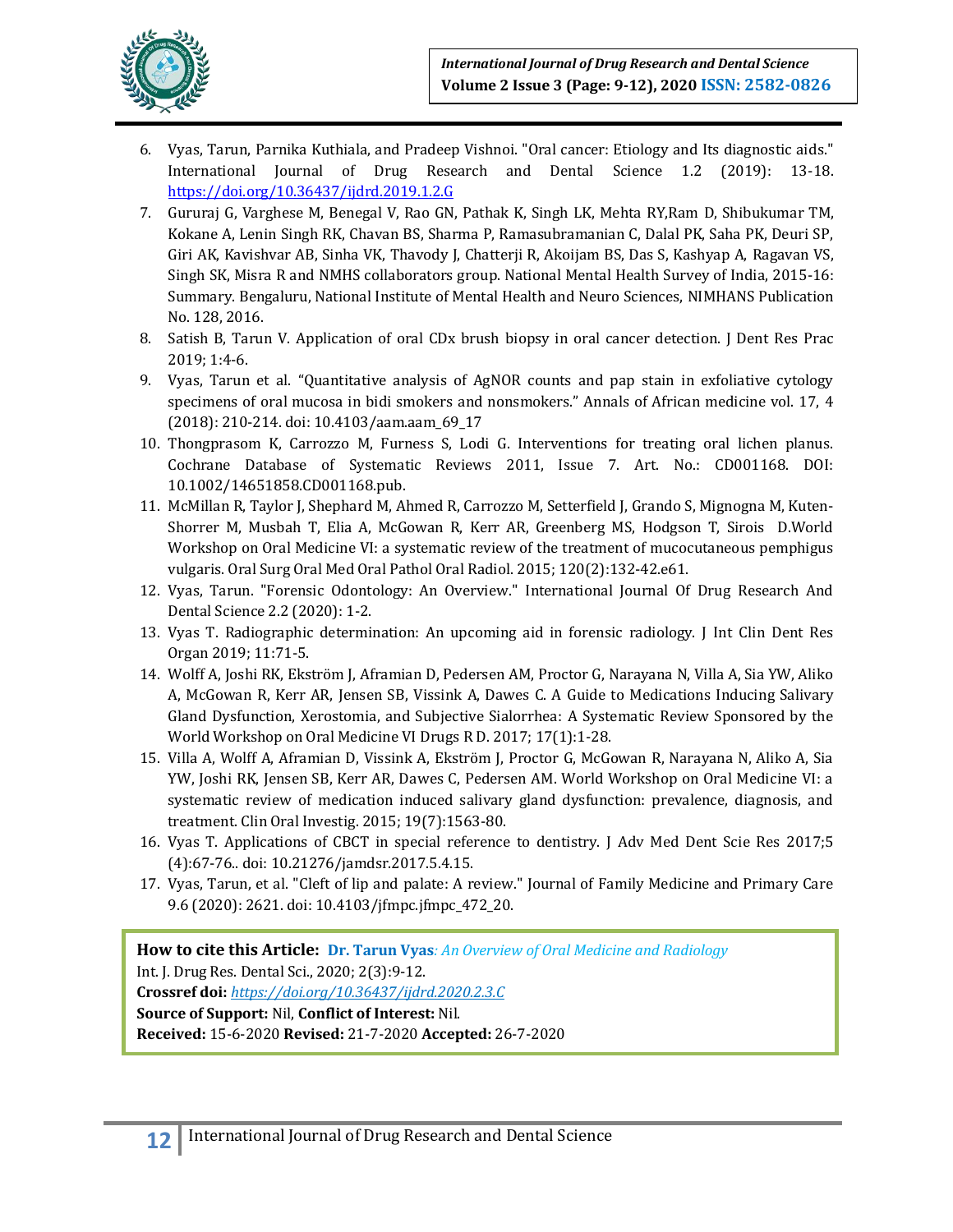6. Vyas, Tarun, Parnika Kuthiala, and Pradeep Vishnoi. "Oral cancer: Etiology and Its diagnostic aids." International Journal of Drug Research and Dental Science 1.2 (2019): 13-18. https://doi.org/10.36437/ijdrd.2019.1.2.G
7. Gururaj G, Varghese M, Benegal V, Rao GN, Pathak K, Singh LK, Mehta RY,Ram D, Shibukumar TM, Kokane A, Lenin Singh RK, Chavan BS, Sharma P, Ramasubramanian C, Dalal PK, Saha PK, Deuri SP, Giri AK, Kavishvar AB, Sinha VK, Thavody J, Chatterji R, Akoijam BS, Das S, Kashyap A, Ragavan VS, Singh SK, Misra R and NMHS collaborators group. National Mental Health Survey of India, 2015-16: Summary. Bengaluru, National Institute of Mental Health and Neuro Sciences, NIMHANS Publication No. 128, 2016.
8. Satish B, Tarun V. Application of oral CDx brush biopsy in oral cancer detection. J Dent Res Prac 2019; 1:4-6.
9. Vyas, Tarun et al. "Quantitative analysis of AgNOR counts and pap stain in exfoliative cytology specimens of oral mucosa in bidi smokers and nonsmokers." Annals of African medicine vol. 17, 4 (2018): 210-214. doi: 10.4103/aam.aam_69_17
10. Thongprasom K, Carrozzo M, Furness S, Lodi G. Interventions for treating oral lichen planus. Cochrane Database of Systematic Reviews 2011, Issue 7. Art. No.: CD001168. DOI: 10.1002/14651858.CD001168.pub.
11. McMillan R, Taylor J, Shephard M, Ahmed R, Carrozzo M, Setterfield J, Grando S, Mignogna M, Kuten-Shorrer M, Musbah T, Elia A, McGowan R, Kerr AR, Greenberg MS, Hodgson T, Sirois D.World Workshop on Oral Medicine VI: a systematic review of the treatment of mucocutaneous pemphigus vulgaris. Oral Surg Oral Med Oral Pathol Oral Radiol. 2015; 120(2):132-42.e61.
12. Vyas, Tarun. "Forensic Odontology: An Overview." International Journal Of Drug Research And Dental Science 2.2 (2020): 1-2.
13. Vyas T. Radiographic determination: An upcoming aid in forensic radiology. J Int Clin Dent Res Organ 2019; 11:71-5.
14. Wolff A, Joshi RK, Ekström J, Aframian D, Pedersen AM, Proctor G, Narayana N, Villa A, Sia YW, Aliko A, McGowan R, Kerr AR, Jensen SB, Vissink A, Dawes C. A Guide to Medications Inducing Salivary Gland Dysfunction, Xerostomia, and Subjective Sialorrhea: A Systematic Review Sponsored by the World Workshop on Oral Medicine VI Drugs R D. 2017; 17(1):1-28.
15. Villa A, Wolff A, Aframian D, Vissink A, Ekström J, Proctor G, McGowan R, Narayana N, Aliko A, Sia YW, Joshi RK, Jensen SB, Kerr AR, Dawes C, Pedersen AM. World Workshop on Oral Medicine VI: a systematic review of medication induced salivary gland dysfunction: prevalence, diagnosis, and treatment. Clin Oral Investig. 2015; 19(7):1563-80.
16. Vyas T. Applications of CBCT in special reference to dentistry. J Adv Med Dent Scie Res 2017;5 (4):67-76.. doi: 10.21276/jamdsr.2017.5.4.15.
17. Vyas, Tarun, et al. "Cleft of lip and palate: A review." Journal of Family Medicine and Primary Care 9.6 (2020): 2621. doi: 10.4103/jfmpc.jfmpc_472_20.

**How to cite this Article:** **Dr. Tarun Vyas***: An Overview of Oral Medicine and Radiology*
Int. J. Drug Res. Dental Sci., 2020; 2(3):9-12.
**Crossref doi:** *https://doi.org/10.36437/ijdrd.2020.2.3.C*
**Source of Support:** Nil, **Conflict of Interest:** Nil.
**Received:** 15-6-2020 **Revised:** 21-7-2020 **Accepted:** 26-7-2020